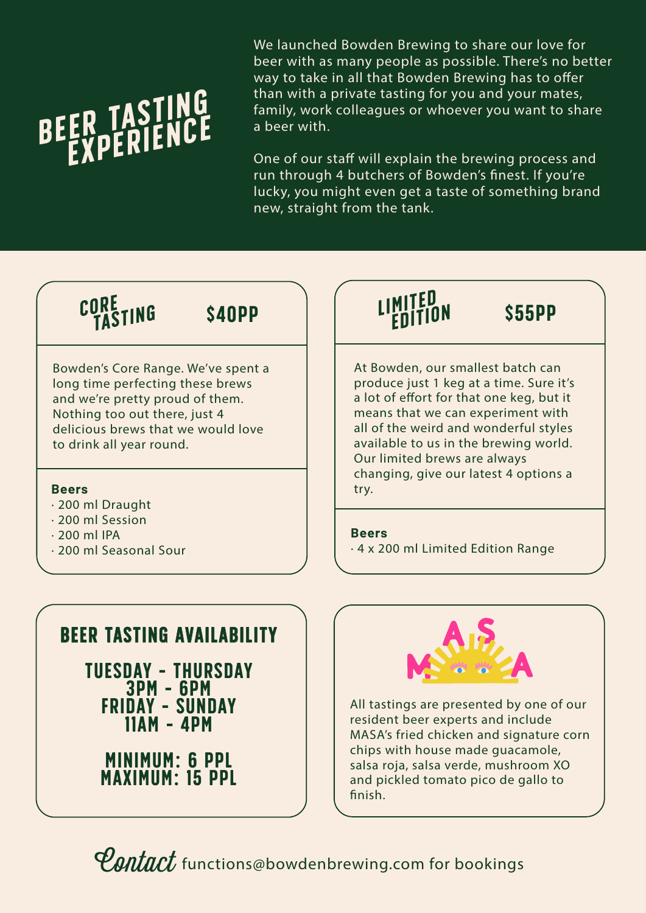# BEER TASTING EXPERIENCE

We launched Bowden Brewing to share our love for beer with as many people as possible. There's no better way to take in all that Bowden Brewing has to offer than with a private tasting for you and your mates, family, work colleagues or whoever you want to share a beer with.

One of our staff will explain the brewing process and run through 4 butchers of Bowden's finest. If you're lucky, you might even get a taste of something brand new, straight from the tank.

## CORE TASTING — $40PP

Bowden's Core Range. We've spent a long time perfecting these brews and we're pretty proud of them. Nothing too out there, just 4 delicious brews that we would love to drink all year round.

**Beers**

- 200 ml Draught
- 200 ml Session
- 200 ml IPA
- 200 ml Seasonal Sour

## LIMITED EDITION — $55PP

At Bowden, our smallest batch can produce just 1 keg at a time. Sure it's a lot of effort for that one keg, but it means that we can experiment with all of the weird and wonderful styles available to us in the brewing world. Our limited brews are always changing, give our latest 4 options a try.

**Beers**

- 4 x 200 ml Limited Edition Range

## BEER TASTING AVAILABILITY

**TUESDAY - THURSDAY**
**3PM - 6PM**
**FRIDAY - SUNDAY**
**11AM - 4PM**

**MINIMUM: 6 PPL**
**MAXIMUM: 15 PPL**

## MASA

All tastings are presented by one of our resident beer experts and include MASA's fried chicken and signature corn chips with house made guacamole, salsa roja, salsa verde, mushroom XO and pickled tomato pico de gallo to finish.

*Contact* functions@bowdenbrewing.com for bookings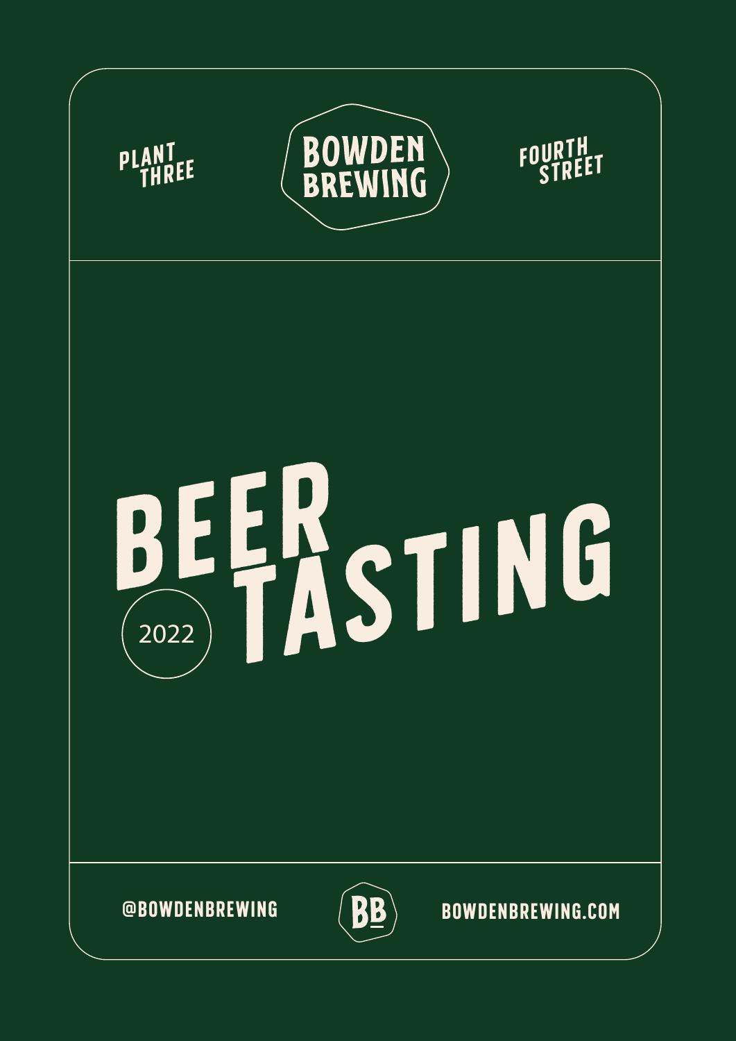PLANT THREE

# BOWDEN BREWING

FOURTH STREET

# BEER TASTING

2022

@BOWDENBREWING

BB

BOWDENBREWING.COM